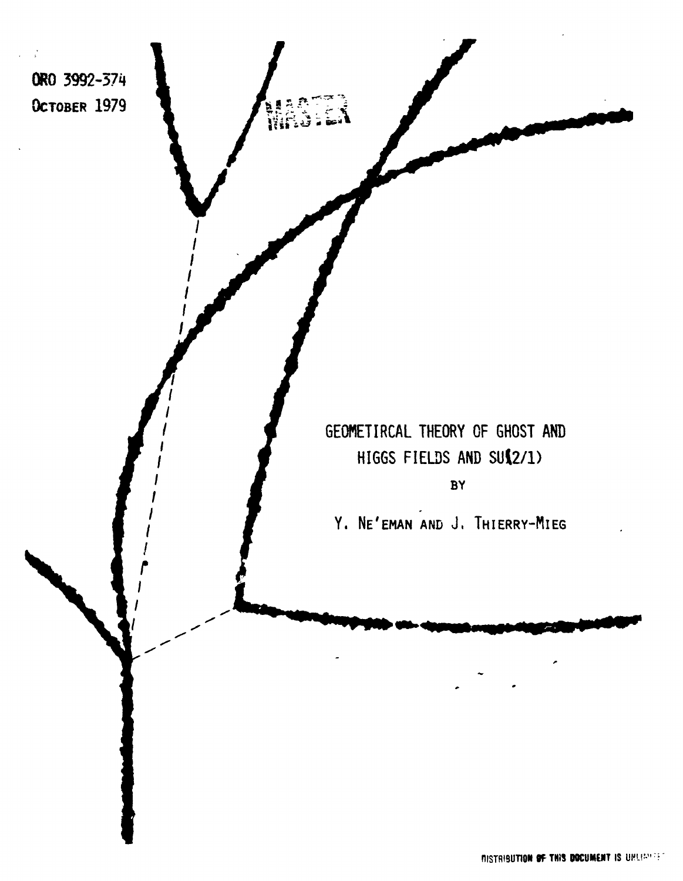ORO 3992-374

October 1979

MASTER

# GEOMETIRCAL THEORY OF GHOST AND HIGGS FIELDS AND SU(2/1)

BY

Y. Ne'eman and J. Thierry-Mieg

DISTRIBUTION OF THIS DOCUMENT IS UNLIMITED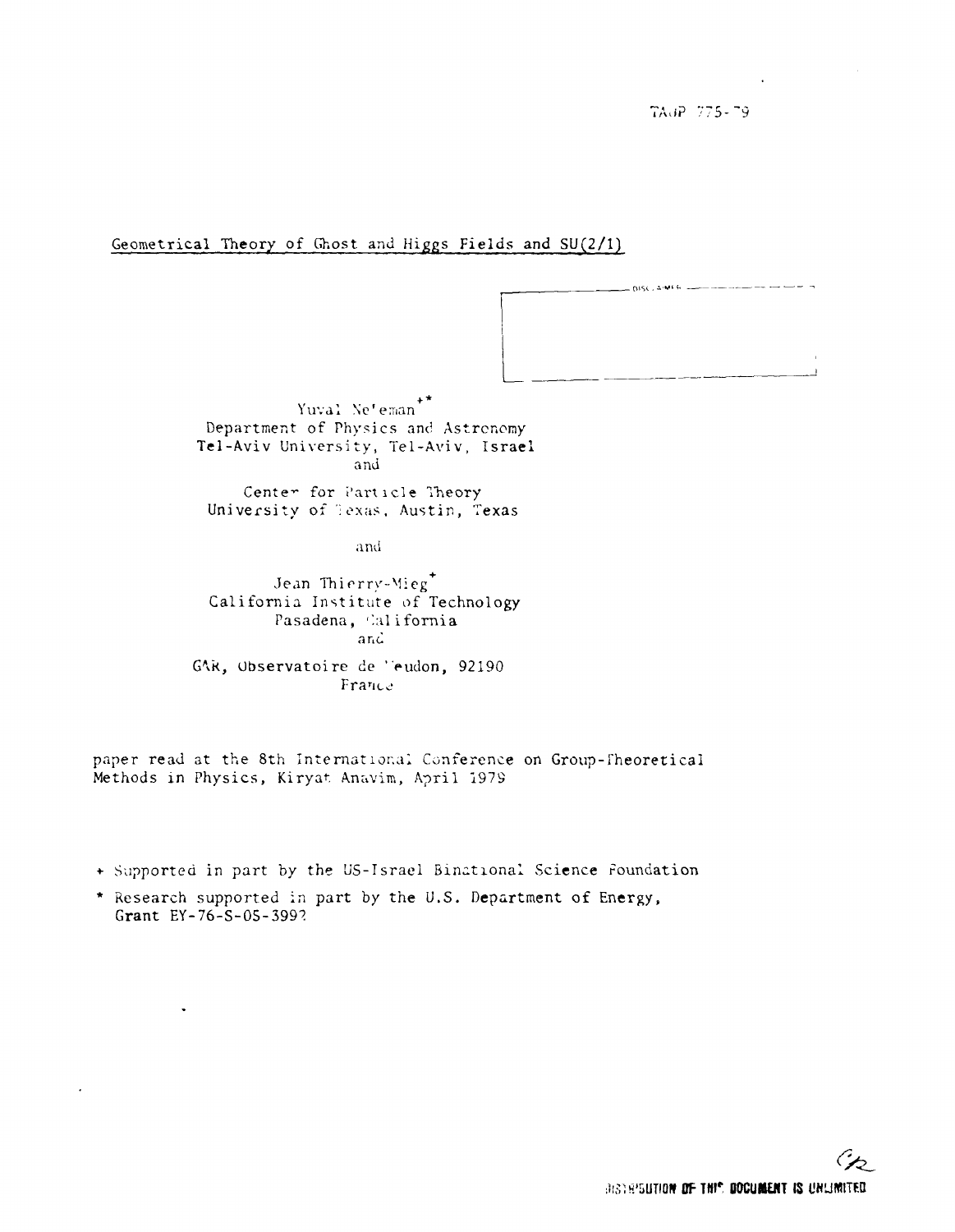TAUP 775-79

Geometrical Theory of Ghost and Higgs Fields and SU(2/1)

DISCLAIMER

Yuval Ne'eman[+*]
Department of Physics and Astronomy
Tel-Aviv University, Tel-Aviv, Israel
and

Center for Particle Theory
University of Texas, Austin, Texas

and

Jean Thierry-Mieg[+]
California Institute of Technology
Pasadena, California
and

GAR, Observatoire de Meudon, 92190
France

paper read at the 8th International Conference on Group-Theoretical Methods in Physics, Kiryat Anavim, April 1979

+ Supported in part by the US-Israel Binational Science Foundation

\* Research supported in part by the U.S. Department of Energy, Grant EY-76-S-05-3992

DISTRIBUTION OF THIS DOCUMENT IS UNLIMITED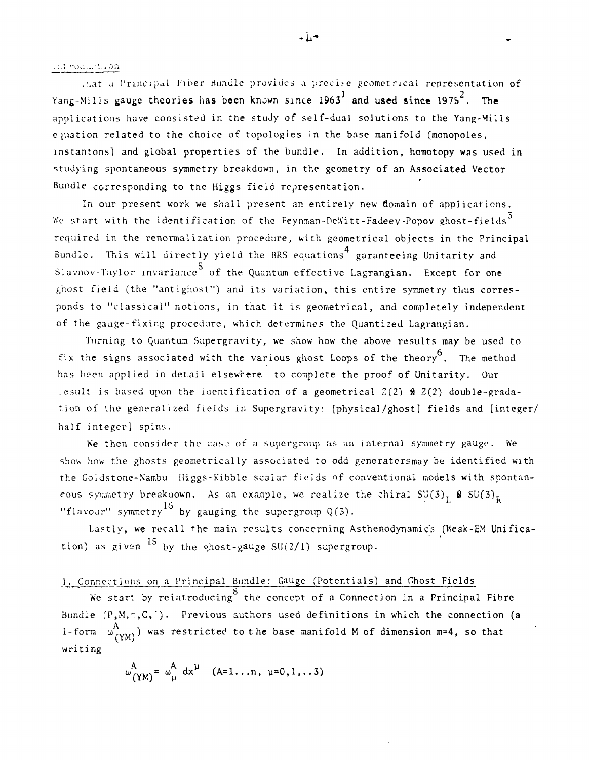## Introduction

That a Principal Fiber Bundle provides a precise geometrical representation of Yang-Mills gauge theories has been known since 1963[1] and used since 1975[2]. The applications have consisted in the study of self-dual solutions to the Yang-Mills equation related to the choice of topologies in the base manifold (monopoles, instantons) and global properties of the bundle. In addition, homotopy was used in studying spontaneous symmetry breakdown, in the geometry of an Associated Vector Bundle corresponding to the Higgs field representation.

In our present work we shall present an entirely new domain of applications. We start with the identification of the Feynman-DeWitt-Fadeev-Popov ghost-fields[3] required in the renormalization procedure, with geometrical objects in the Principal Bundle. This will directly yield the BRS equations[4] garanteeing Unitarity and Slavnov-Taylor invariance[5] of the Quantum effective Lagrangian. Except for one ghost field (the "antighost") and its variation, this entire symmetry thus corresponds to "classical" notions, in that it is geometrical, and completely independent of the gauge-fixing procedure, which determines the Quantized Lagrangian.

Turning to Quantum Supergravity, we show how the above results may be used to fix the signs associated with the various ghost Loops of the theory[6]. The method has been applied in detail elsewhere to complete the proof of Unitarity. Our result is based upon the identification of a geometrical $Z(2) \otimes Z(2)$ double-gradation of the generalized fields in Supergravity: [physical/ghost] fields and [integer/half integer] spins.

We then consider the case of a supergroup as an internal symmetry gauge. We show how the ghosts geometrically associated to odd generators may be identified with the Goldstone-Nambu Higgs-Kibble scalar fields of conventional models with spontaneous symmetry breakdown. As an example, we realize the chiral $SU(3)_L \otimes SU(3)_R$ "flavour" symmetry[16] by gauging the supergroup $Q(3)$.

Lastly, we recall the main results concerning Asthenodynamics (Weak-EM Unification) as given [15] by the ghost-gauge $SU(2/1)$ supergroup.

## 1. Connections on a Principal Bundle: Gauge (Potentials) and Ghost Fields

We start by reintroducing[8] the concept of a Connection in a Principal Fibre Bundle $(P,M,\pi,C,\cdot)$. Previous authors used definitions in which the connection (a 1-form $\omega^A_{(YM)}$) was restricted to the base manifold M of dimension m=4, so that writing

$$\omega^A_{(YM)} = \omega^A_\mu \, dx^\mu \quad (A=1\ldots n, \ \mu=0,1,\ldots 3)$$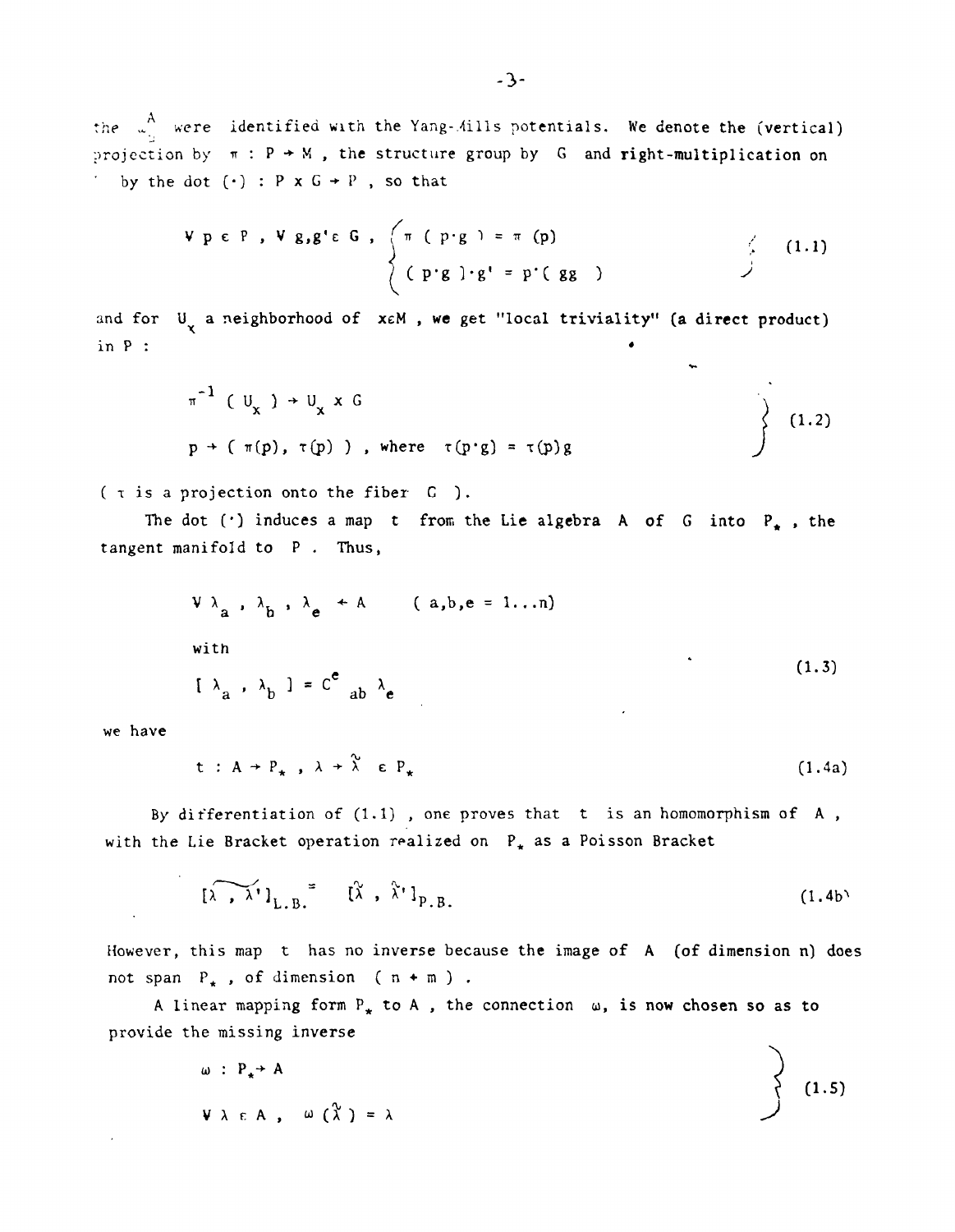the $\omega^A$ were identified with the Yang-Mills potentials. We denote the (vertical) projection by $\pi : P \to M$ , the structure group by $G$ and right-multiplication on by the dot $(\cdot) : P \times G \to P$ , so that

$$\forall\, p \in P\ ,\ \forall\, g,g' \in G\ ,\ \left\{ \begin{array}{l} \pi\,(\,p\cdot g\,) = \pi\,(p) \\ (\,p\cdot g\,)\cdot g' = p\cdot(\,gg'\,) \end{array} \right\} \tag{1.1}$$

and for $U_x$ a neighborhood of $x \in M$ , we get "local triviality" (a direct product) in P :

$$\left. \begin{array}{l} \pi^{-1}\,(\,U_x\,) \to U_x \times G \\ p \to (\,\pi(p),\ \tau(p)\,)\ ,\ \text{where}\ \ \tau(p\cdot g) = \tau(p)g \end{array} \right\} \tag{1.2}$$

( $\tau$ is a projection onto the fiber $G$ ).

The dot $(\cdot)$ induces a map $t$ from the Lie algebra $A$ of $G$ into $P_*$ , the tangent manifold to $P$ . Thus,

$$\begin{array}{ll} \forall\, \lambda_a\ ,\ \lambda_b\ ,\ \lambda_e \leftarrow A & (\,a,b,e = 1\ldots n) \\ \text{with} & \\ [\,\lambda_a\ ,\ \lambda_b\,] = C^e{}_{ab}\,\lambda_e & \end{array} \tag{1.3}$$

we have

$$t\ :\ A \to P_*\ ,\ \lambda \to \tilde{\lambda}\ \in P_* \tag{1.4a}$$

By differentiation of (1.1) , one proves that $t$ is an homomorphism of $A$ , with the Lie Bracket operation realized on $P_*$ as a Poisson Bracket

$$\widetilde{[\lambda\ ,\ \lambda']}_{L.B.} = [\tilde{\lambda}\ ,\ \tilde{\lambda}']_{P.B.} \tag{1.4b}$$

However, this map $t$ has no inverse because the image of $A$ (of dimension n) does not span $P_*$ , of dimension $(\,n + m\,)$ .

A linear mapping form $P_*$ to $A$ , the connection $\omega$, is now chosen so as to provide the missing inverse

$$\left. \begin{array}{l} \omega\ :\ P_* \to A \\ \forall\, \lambda \in A\ ,\ \ \omega\,(\tilde{\lambda}\,) = \lambda \end{array} \right\} \tag{1.5}$$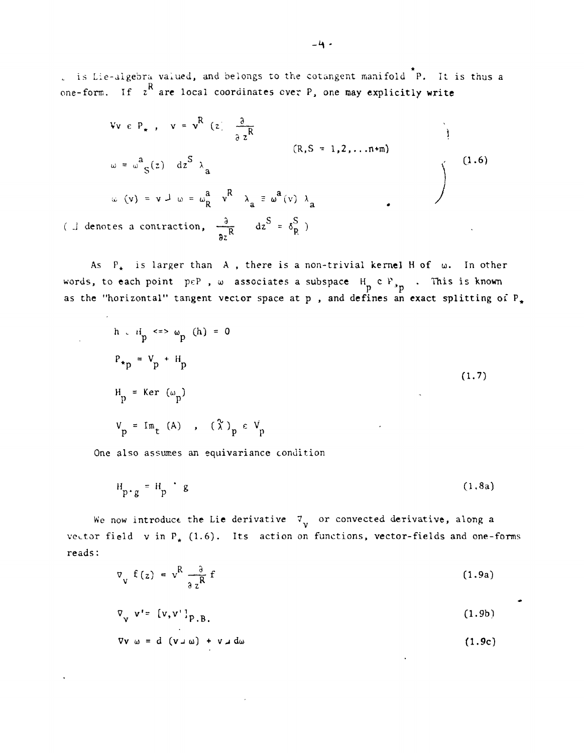$\omega$ is Lie-algebra valued, and belongs to the cotangent manifold $^{*}P$. It is thus a one-form. If $z^R$ are local coordinates over $P$, one may explicitly write

$$
\left.
\begin{aligned}
&\forall v \in P_* \, , \quad v = v^R (z) \frac{\partial}{\partial z^R} \\
& \qquad\qquad\qquad\qquad\qquad\qquad (R,S = 1,2,\ldots n+m) \\
&\omega = \omega^a{}_S(z) \; dz^S \; \lambda_a \\
&\omega\,(v) = v \lrcorner\, \omega = \omega^a_R \; v^R \; \lambda_a \equiv \omega^a(v)\, \lambda_a
\end{aligned}
\right\} \qquad (1.6)
$$

( $\lrcorner$ denotes a contraction, $\frac{\partial}{\partial z^R} \lrcorner \; dz^S = \delta^S_R$ )

As $P_*$ is larger than $A$ , there is a non-trivial kernel $H$ of $\omega$. In other words, to each point $p \in P$ , $\omega$ associates a subspace $H_p \subset P_{*p}$ . This is known as the "horizontal" tangent vector space at $p$ , and defines an exact splitting of $P_*$

$$
\begin{aligned}
& h \in H_p \iff \omega_p\,(h) = 0 \\
& P_{*p} = V_p + H_p \\
& H_p = \mathrm{Ker}\,(\omega_p) \\
& V_p = \mathrm{Im}_t\,(A) \quad , \quad (\tilde{\lambda})_p \in V_p
\end{aligned}
\qquad (1.7)
$$

One also assumes an equivariance condition

$$
H_{p \cdot g} = H_p \cdot g \qquad (1.8a)
$$

We now introduce the Lie derivative $\nabla_v$ or convected derivative, along a vector field $v$ in $P_*$ (1.6). Its action on functions, vector-fields and one-forms reads:

$$
\nabla_v \, f(z) = v^R \frac{\partial}{\partial z^R} f \qquad (1.9a)
$$

$$
\nabla_v \, v' = [v, v']_{P.B.} \qquad (1.9b)
$$

$$
\nabla_v \, \omega = d\,(v \lrcorner\, \omega) + v \lrcorner\, d\omega \qquad (1.9c)
$$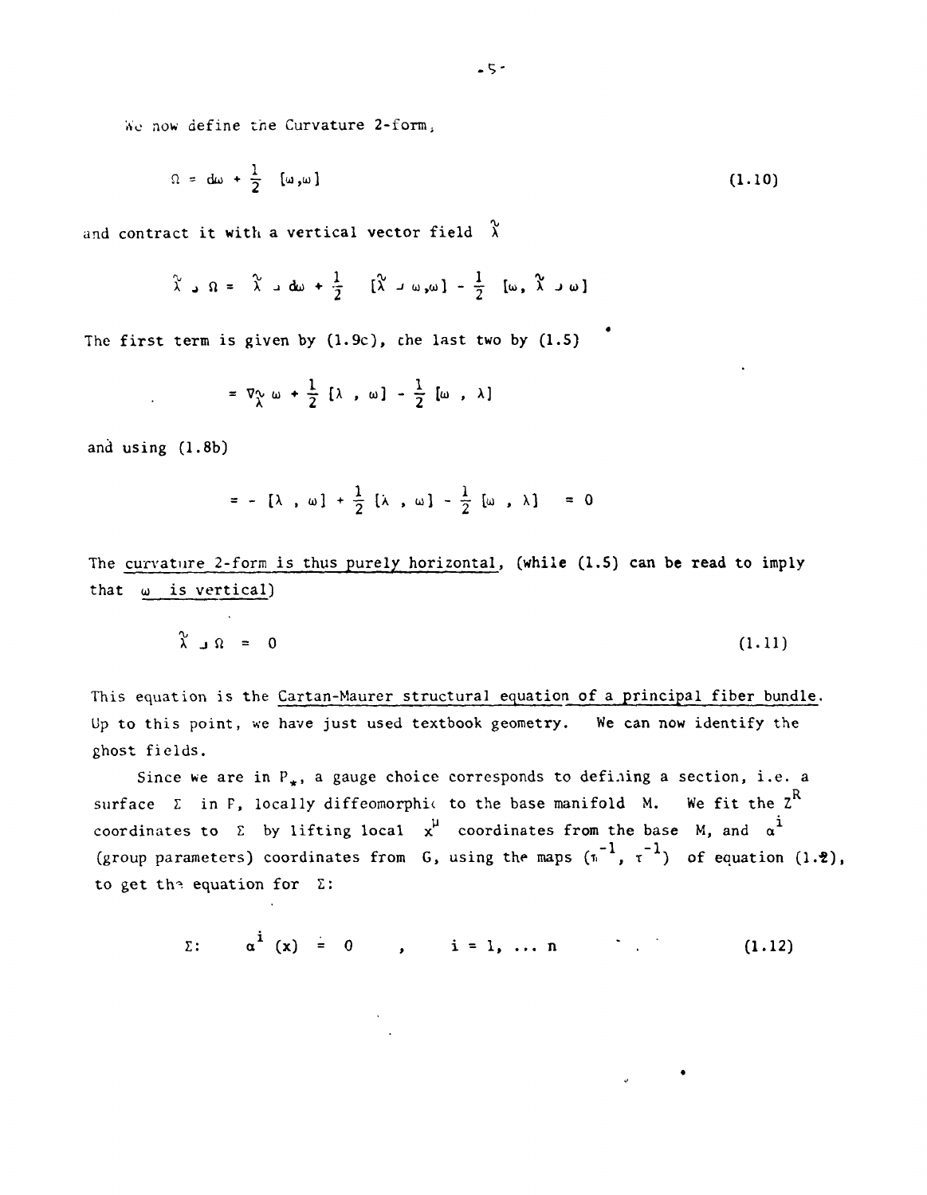We now define the Curvature 2-form,

$$\Omega = d\omega + \frac{1}{2} \; [\omega,\omega] \tag{1.10}$$

and contract it with a vertical vector field $\tilde{\lambda}$

$$\tilde{\lambda} \lrcorner \, \Omega = \tilde{\lambda} \lrcorner \, d\omega + \frac{1}{2} \; [\tilde{\lambda} \lrcorner \, \omega,\omega] - \frac{1}{2} \; [\omega, \tilde{\lambda} \lrcorner \, \omega]$$

The first term is given by (1.9c), the last two by (1.5)

$$= \nabla_{\tilde{\lambda}} \, \omega + \frac{1}{2} \; [\lambda \; , \; \omega] - \frac{1}{2} \; [\omega \; , \; \lambda]$$

and using (1.8b)

$$= - \; [\lambda \; , \; \omega] + \frac{1}{2} \; [\lambda \; , \; \omega] - \frac{1}{2} \; [\omega \; , \; \lambda] \quad = 0$$

The <u>curvature 2-form is thus purely horizontal</u>, (while (1.5) can be read to imply that <u>$\omega$ is vertical</u>)

$$\tilde{\lambda} \lrcorner \, \Omega \; = \; 0 \tag{1.11}$$

This equation is the <u>Cartan-Maurer structural equation of a principal fiber bundle</u>. Up to this point, we have just used textbook geometry. We can now identify the ghost fields.

Since we are in $P_*$, a gauge choice corresponds to defining a section, i.e. a surface $\Sigma$ in P, locally diffeomorphic to the base manifold M. We fit the $Z^R$ coordinates to $\Sigma$ by lifting local $x^\mu$ coordinates from the base M, and $\alpha^i$ (group parameters) coordinates from G, using the maps $(\pi^{-1}, \tau^{-1})$ of equation (1.2), to get the equation for $\Sigma$:

$$\Sigma: \qquad \alpha^i \; (x) \; \doteq \; 0 \qquad , \qquad i = 1, \; \ldots \; n \tag{1.12}$$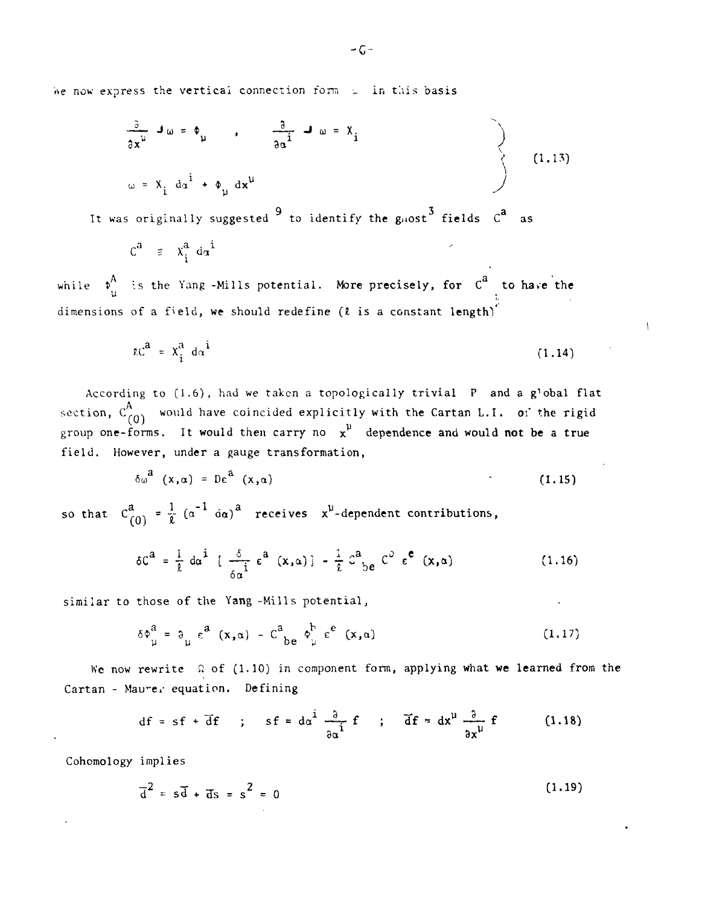We now express the vertical connection form $\omega$ in this basis

$$\left.\begin{aligned} &\frac{\partial}{\partial x^\mu} \lrcorner\, \omega = \Phi_\mu \quad , \quad \frac{\partial}{\partial \alpha^i} \lrcorner\, \omega = X_i \\ &\omega = X_i \, d\alpha^i + \Phi_\mu \, dx^\mu \end{aligned}\right\} \tag{1.13}$$

It was originally suggested [9] to identify the ghost[3] fields $C^a$ as

$$C^a \equiv X^a_i \, d\alpha^i$$

while $\Phi^A_\mu$ is the Yang-Mills potential. More precisely, for $C^a$ to have the dimensions of a field, we should redefine ($\ell$ is a constant length)

$$\ell C^a = X^a_i \, d\alpha^i \tag{1.14}$$

According to (1.6), had we taken a topologically trivial P and a global flat section, $C^A_{(0)}$ would have coincided explicitly with the Cartan L.I. of the rigid group one-forms. It would then carry no $x^\mu$ dependence and would not be a true field. However, under a gauge transformation,

$$\delta\omega^a \, (x,\alpha) = D\varepsilon^a \, (x,\alpha) \tag{1.15}$$

so that $C^a_{(0)} = \frac{1}{\ell} \, (\alpha^{-1} \, d\alpha)^a$ receives $x^\mu$-dependent contributions,

$$\delta C^a = \frac{1}{\ell} \, d\alpha^i \, \left[ \frac{\delta}{\delta\alpha^i} \, \varepsilon^a \, (x,\alpha) \right] - \frac{1}{\ell} \, C^a{}_{be} \, C^b \, \varepsilon^e \, (x,\alpha) \tag{1.16}$$

similar to those of the Yang-Mills potential,

$$\delta\Phi^a_\mu = \partial_\mu \, \varepsilon^a \, (x,\alpha) - C^a{}_{be} \, \Phi^b_\mu \, \varepsilon^e \, (x,\alpha) \tag{1.17}$$

We now rewrite $\Omega$ of (1.10) in component form, applying what we learned from the Cartan - Maurer equation. Defining

$$df = sf + \bar{d}f \quad ; \quad sf = d\alpha^i \, \frac{\partial}{\partial\alpha^i} \, f \quad ; \quad \bar{d}f = dx^\mu \, \frac{\partial}{\partial x^\mu} \, f \tag{1.18}$$

Cohomology implies

$$\bar{d}^2 = s\bar{d} + \bar{d}s = s^2 = 0 \tag{1.19}$$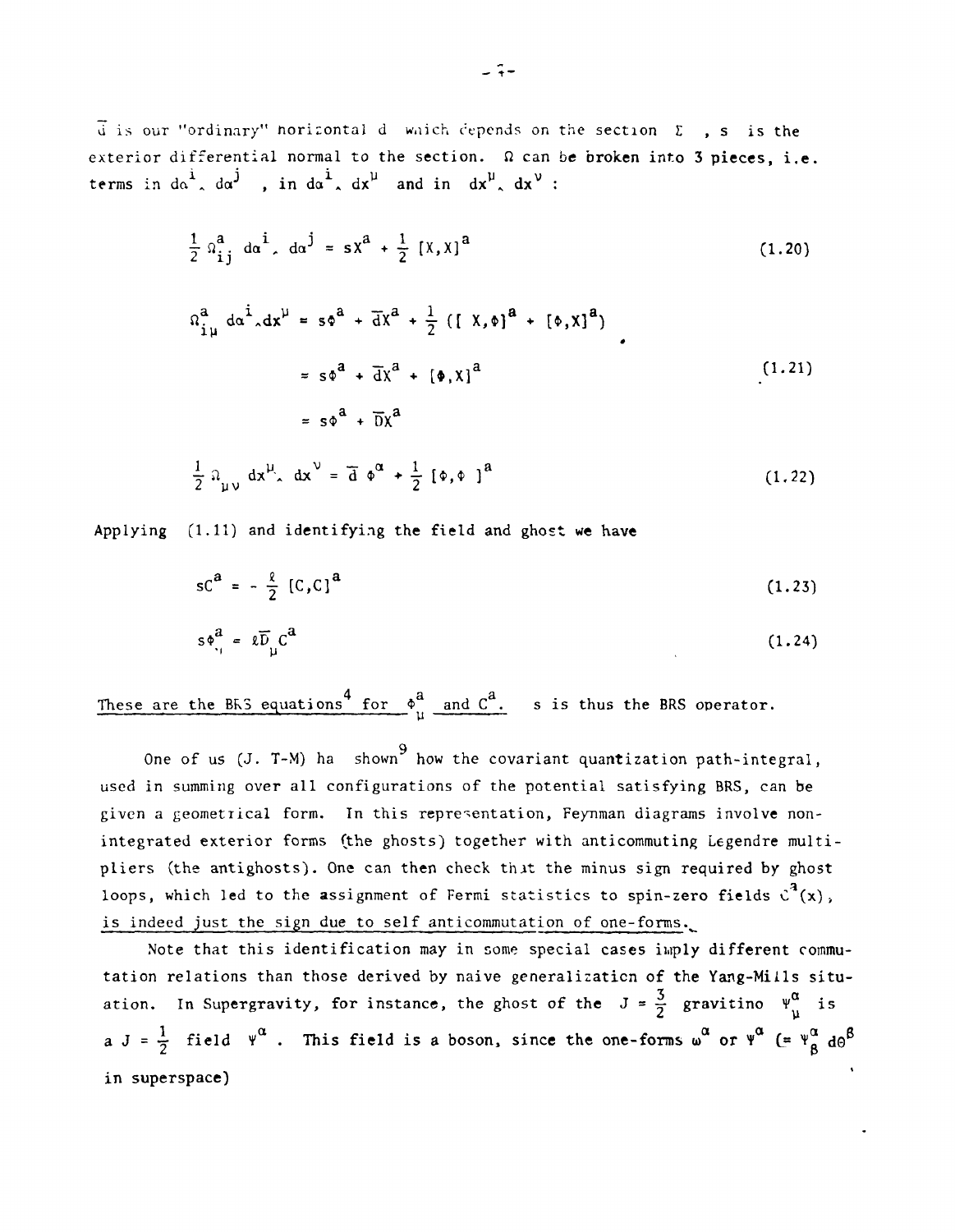$\bar{d}$ is our "ordinary" horizontal d which depends on the section $\Sigma$ , s is the exterior differential normal to the section. $\Omega$ can be broken into 3 pieces, i.e. terms in $d\alpha^i \wedge d\alpha^j$ , in $d\alpha^i \wedge dx^\mu$ and in $dx^\mu \wedge dx^\nu$ :

$$\frac{1}{2}\,\Omega^a_{ij}\; d\alpha^i \wedge d\alpha^j = sX^a + \frac{1}{2}\,[X,X]^a \tag{1.20}$$

$$\begin{aligned}
\Omega^a_{i\mu}\; d\alpha^i \wedge dx^\mu &= s\Phi^a + \bar{d}X^a + \frac{1}{2}\,([X,\Phi]^a + [\Phi,X]^a) \\
&= s\Phi^a + \bar{d}X^a + [\Phi,X]^a \\
&= s\Phi^a + \bar{D}X^a
\end{aligned} \tag{1.21}$$

$$\frac{1}{2}\,\Omega_{\mu\nu}\; dx^\mu \wedge dx^\nu = \bar{d}\,\Phi^\alpha + \frac{1}{2}\,[\Phi,\Phi\,]^a \tag{1.22}$$

Applying (1.11) and identifying the field and ghost we have

$$sC^a = -\frac{\ell}{2}\,[C,C]^a \tag{1.23}$$

$$s\phi^a_\mu = \ell\bar{D}_\mu C^a \tag{1.24}$$

<u>These are the BRS equations[4] for $\phi^a_\mu$ and $C^a$.</u> s is thus the BRS operator.

One of us (J. T-M) ha shown[9] how the covariant quantization path-integral, used in summing over all configurations of the potential satisfying BRS, can be given a geometrical form. In this representation, Feynman diagrams involve non-integrated exterior forms (the ghosts) together with anticommuting Legendre multipliers (the antighosts). One can then check that the minus sign required by ghost loops, which led to the assignment of Fermi statistics to spin-zero fields $C^a(x)$, <u>is indeed just the sign due to self anticommutation of one-forms.</u>

Note that this identification may in some special cases imply different commutation relations than those derived by naive generalization of the Yang-Mills situation. In Supergravity, for instance, the ghost of the $J = \frac{3}{2}$ gravitino $\psi^\alpha_\mu$ is a $J = \frac{1}{2}$ field $\psi^\alpha$ . This field is a boson, since the one-forms $\omega^\alpha$ or $\psi^\alpha$ ($= \psi^\alpha_\beta\, d\theta^\beta$ in superspace)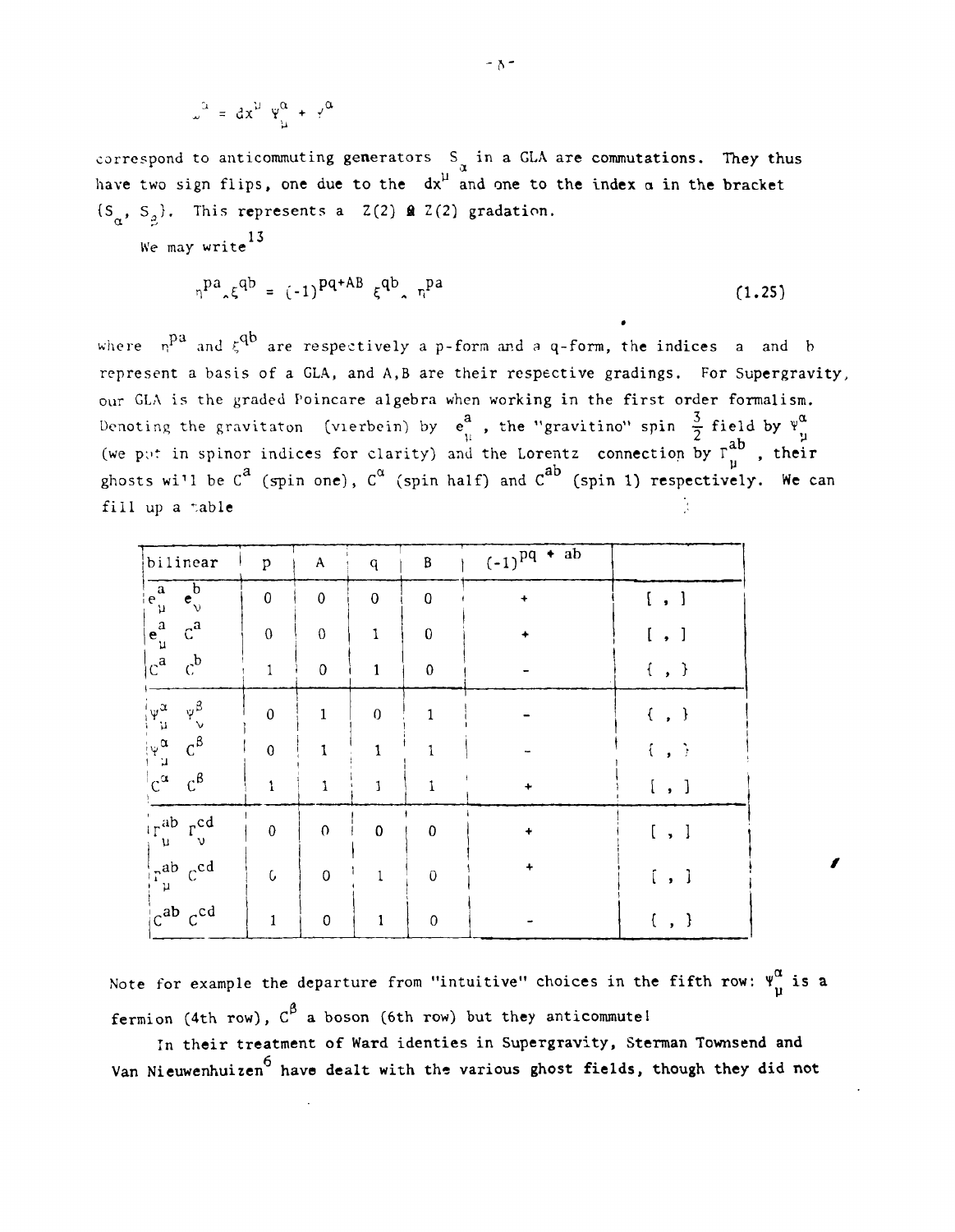$$\omega^{\alpha} = dx^{\mu}\, \psi^{\alpha}_{\mu} + \gamma^{\alpha}$$

correspond to anticommuting generators $S_{\alpha}$ in a GLA are commutations. They thus have two sign flips, one due to the $dx^{\mu}$ and one to the index $\alpha$ in the bracket $\{S_{\alpha}, S_{\beta}\}$. This represents a $Z(2) \otimes Z(2)$ gradation.

We may write[13]

$$\eta^{pa} \wedge \xi^{qb} = (-1)^{pq+AB}\, \xi^{qb} \wedge \eta^{pa} \tag{1.25}$$

where $\eta^{pa}$ and $\xi^{qb}$ are respectively a p-form and a q-form, the indices a and b represent a basis of a GLA, and A,B are their respective gradings. For Supergravity, our GLA is the graded Poincare algebra when working in the first order formalism. Denoting the gravitaton (vierbein) by $e^{a}_{\mu}$, the "gravitino" spin $\frac{3}{2}$ field by $\psi^{\alpha}_{\mu}$ (we put in spinor indices for clarity) and the Lorentz connection by $\Gamma^{ab}_{\mu}$, their ghosts will be $C^{a}$ (spin one), $C^{\alpha}$ (spin half) and $C^{ab}$ (spin 1) respectively. We can fill up a table

| bilinear | p | A | q | B | $(-1)^{pq+ab}$ | |
|---|---|---|---|---|---|---|
| $e^{a}_{\mu}\ e^{b}_{\nu}$ | 0 | 0 | 0 | 0 | + | [ , ] |
| $e^{a}_{\mu}\ C^{a}$ | 0 | 0 | 1 | 0 | + | [ , ] |
| $C^{a}\ C^{b}$ | 1 | 0 | 1 | 0 | - | { , } |
| $\psi^{\alpha}_{\mu}\ \psi^{\beta}_{\nu}$ | 0 | 1 | 0 | 1 | - | { , } |
| $\psi^{\alpha}_{\mu}\ C^{\beta}$ | 0 | 1 | 1 | 1 | - | { , } |
| $C^{\alpha}\ C^{\beta}$ | 1 | 1 | 1 | 1 | + | [ , ] |
| $\Gamma^{ab}_{\mu}\ \Gamma^{cd}_{\nu}$ | 0 | 0 | 0 | 0 | + | [ , ] |
| $\Gamma^{ab}_{\mu}\ C^{cd}$ | 0 | 0 | 1 | 0 | + | [ , ] |
| $C^{ab}\ C^{cd}$ | 1 | 0 | 1 | 0 | - | { , } |

Note for example the departure from "intuitive" choices in the fifth row: $\psi^{\alpha}_{\mu}$ is a fermion (4th row), $C^{\beta}$ a boson (6th row) but they anticommute!

In their treatment of Ward identies in Supergravity, Sterman Townsend and Van Nieuwenhuizen[6] have dealt with the various ghost fields, though they did not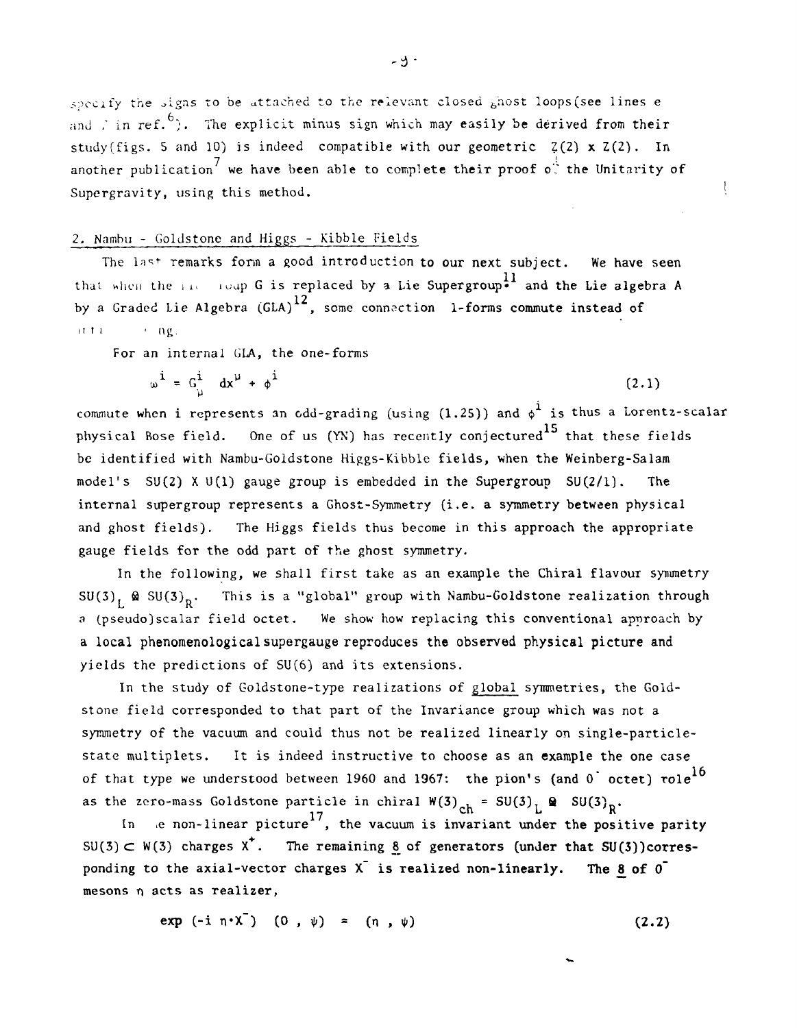specify the signs to be attached to the relevant closed ghost loops(see lines e and f in ref.[6]). The explicit minus sign which may easily be derived from their study(figs. 5 and 10) is indeed compatible with our geometric $Z(2) \times Z(2)$. In another publication[7] we have been able to complete their proof of the Unitarity of Supergravity, using this method.

## 2. Nambu - Goldstone and Higgs - Kibble Fields

The last remarks form a good introduction to our next subject. We have seen that when the Lie group G is replaced by a Lie Supergroup[11] and the Lie algebra A by a Graded Lie Algebra (GLA)[12], some connection 1-forms commute instead of anticommuting.

For an internal GLA, the one-forms

$$\omega^i = G^i_\mu \; dx^\mu + \phi^i \tag{2.1}$$

commute when i represents an odd-grading (using (1.25)) and $\phi^i$ is thus a Lorentz-scalar physical Bose field. One of us (YN) has recently conjectured[15] that these fields be identified with Nambu-Goldstone Higgs-Kibble fields, when the Weinberg-Salam model's $SU(2) \times U(1)$ gauge group is embedded in the Supergroup $SU(2/1)$. The internal supergroup represents a Ghost-Symmetry (i.e. a symmetry between physical and ghost fields). The Higgs fields thus become in this approach the appropriate gauge fields for the odd part of the ghost symmetry.

In the following, we shall first take as an example the Chiral flavour symmetry $SU(3)_L \otimes SU(3)_R$. This is a "global" group with Nambu-Goldstone realization through a (pseudo)scalar field octet. We show how replacing this conventional approach by a local phenomenological supergauge reproduces the observed physical picture and yields the predictions of SU(6) and its extensions.

In the study of Goldstone-type realizations of <u>global</u> symmetries, the Goldstone field corresponded to that part of the Invariance group which was not a symmetry of the vacuum and could thus not be realized linearly on single-particle-state multiplets. It is indeed instructive to choose as an example the one case of that type we understood between 1960 and 1967: the pion's (and $0^-$ octet) role[16] as the zero-mass Goldstone particle in chiral $W(3)_{ch} = SU(3)_L \otimes SU(3)_R$.

In the non-linear picture[17], the vacuum is invariant under the positive parity $SU(3) \subset W(3)$ charges $X^+$. The remaining $\underline{8}$ of generators (under that SU(3))corresponding to the axial-vector charges $X^-$ is realized non-linearly. The $\underline{8}$ of $0^-$ mesons $\eta$ acts as realizer,

$$\exp\,(-i\;\eta\cdot X^-)\quad (0\;,\;\psi)\;\;=\;\;(\eta\;,\;\psi) \tag{2.2}$$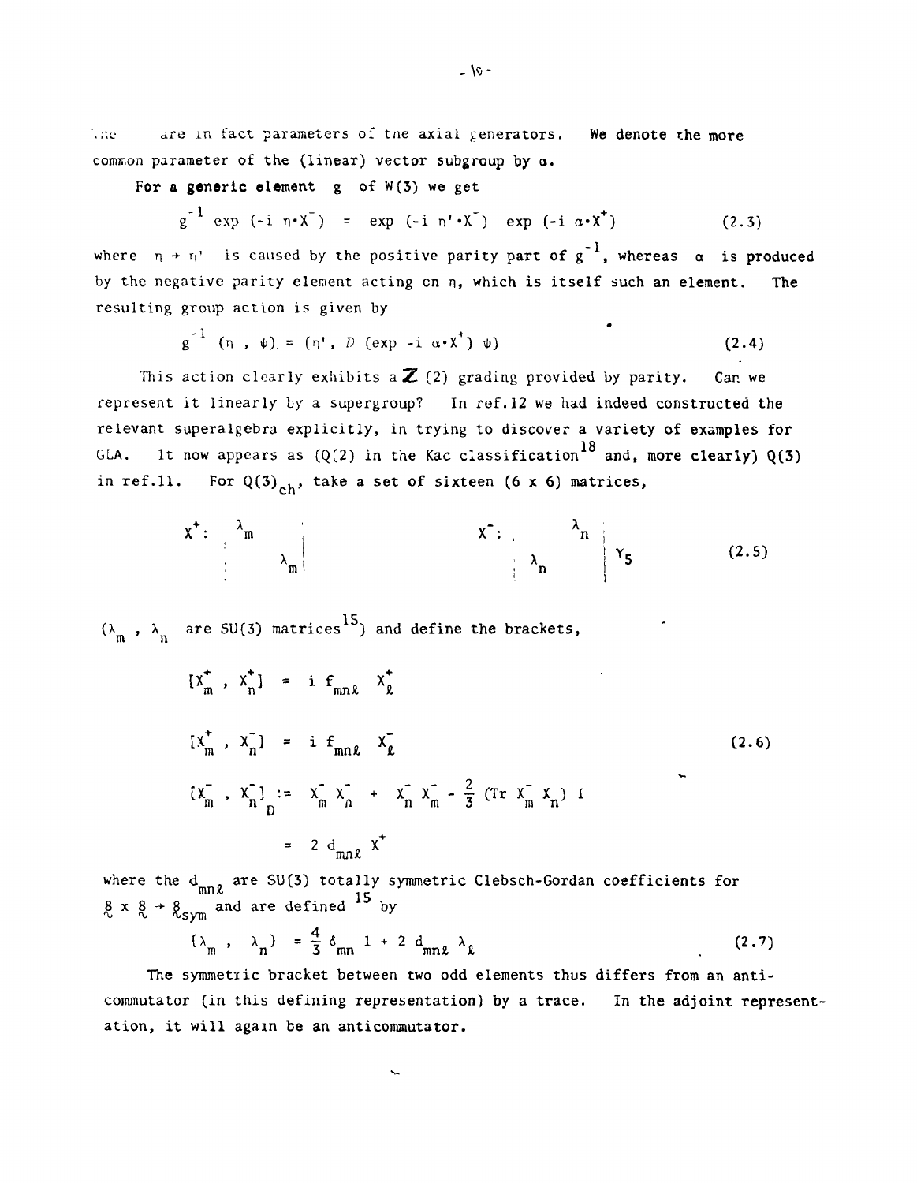The are in fact parameters of the axial generators. We denote the more common parameter of the (linear) vector subgroup by $\alpha$.

**For a generic element** $g$ of $W(3)$ we get

$$g^{-1} \exp(-i\,\eta\cdot X^-) = \exp(-i\,\eta'\cdot X^-)\,\exp(-i\,\alpha\cdot X^+) \tag{2.3}$$

where $\eta \to \eta'$ is caused by the positive parity part of $g^{-1}$, whereas $\alpha$ is produced by the negative parity element acting on $\eta$, which is itself such an element. The resulting group action is given by

$$g^{-1}(\eta\,,\,\psi) = (\eta'\,,\,D(\exp -i\,\alpha\cdot X^+)\,\psi) \tag{2.4}$$

This action clearly exhibits a $\mathbb{Z}(2)$ grading provided by parity. Can we represent it linearly by a supergroup? In ref.12 we had indeed constructed the relevant superalgebra explicitly, in trying to discover a variety of examples for GLA. It now appears as ($Q(2)$ in the Kac classification[18] and, more clearly) $Q(3)$ in ref.11. For $Q(3)_{ch}$, take a set of sixteen $(6\times 6)$ matrices,

$$X^+:\ \begin{pmatrix} \lambda_m & \\ & \lambda_m \end{pmatrix} \qquad\qquad X^-:\ \begin{pmatrix} & \lambda_n \\ \lambda_n & \end{pmatrix} \gamma_5 \tag{2.5}$$

($\lambda_m$, $\lambda_n$ are SU(3) matrices[15]) and define the brackets,

$$\begin{aligned}
[X_m^+\,,\,X_n^+] &= i\,f_{mn\ell}\,X_\ell^+ \\
[X_m^+\,,\,X_n^-] &= i\,f_{mn\ell}\,X_\ell^- \\
[X_m^-\,,\,X_n^-]_D &:= X_m^-X_n^- + X_n^-X_m^- - \tfrac{2}{3}\,(\mathrm{Tr}\,X_m^-X_n^-)\,I \\
&= 2\,d_{mn\ell}\,X^+
\end{aligned} \tag{2.6}$$

where the $d_{mn\ell}$ are SU(3) totally symmetric Clebsch-Gordan coefficients for $\underset{\sim}{8}\times\underset{\sim}{8}\to\underset{\sim}{8}_{sym}$ and are defined[15] by

$$\{\lambda_m\,,\,\lambda_n\} = \tfrac{4}{3}\,\delta_{mn}\,1 + 2\,d_{mn\ell}\,\lambda_\ell \tag{2.7}$$

The symmetric bracket between two odd elements thus differs from an anticommutator (in this defining representation) by a trace. In the adjoint representation, it will again be an anticommutator.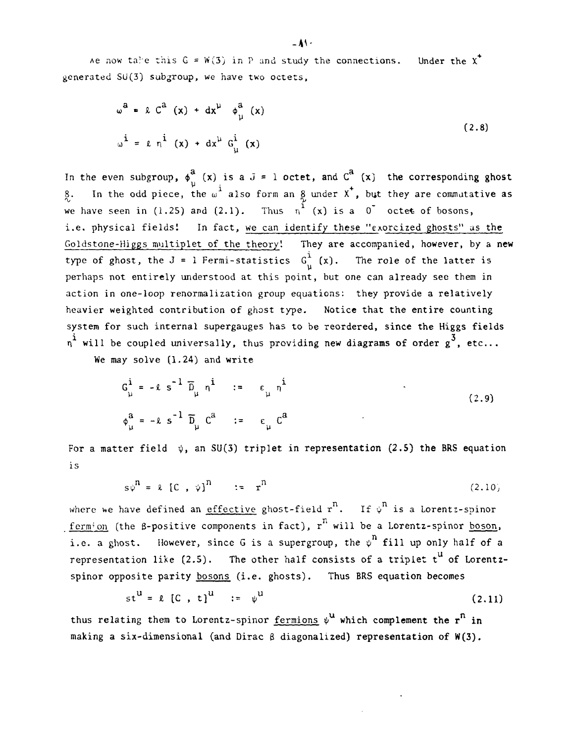We now take this $G = W(3)$ in P and study the connections. Under the $X^+$ generated SU(3) subgroup, we have two octets,

$$
\begin{aligned}
\omega^a &= \ell\, C^a(x) + dx^\mu\, \phi^a_\mu(x) \\
\omega^i &= \ell\, \eta^i(x) + dx^\mu\, G^i_\mu(x)
\end{aligned}
\tag{2.8}
$$

In the even subgroup, $\phi^a_\mu(x)$ is a $J = 1$ octet, and $C^a(x)$ the corresponding ghost $\underset{\sim}{8}$. In the odd piece, the $\omega^i$ also form an $\underset{\sim}{8}$ under $X^+$, but they are commutative as we have seen in (1.25) and (2.1). Thus $\eta^i(x)$ is a $0^-$ octet of bosons, i.e. physical fields! In fact, <u>we can identify these "exorcized ghosts" as the Goldstone-Higgs multiplet of the theory</u>! They are accompanied, however, by a new type of ghost, the $J = 1$ Fermi-statistics $G^i_\mu(x)$. The role of the latter is perhaps not entirely understood at this point, but one can already see them in action in one-loop renormalization group equations: they provide a relatively heavier weighted contribution of ghost type. Notice that the entire counting system for such internal supergauges has to be reordered, since the Higgs fields $\eta^i$ will be coupled universally, thus providing new diagrams of order $g^3$, etc...

We may solve (1.24) and write

$$
\begin{aligned}
G^i_\mu &= -\ell\, s^{-1}\, \bar{D}_\mu\, \eta^i \quad := \quad \varepsilon_\mu\, \eta^i \\
\phi^a_\mu &= -\ell\, s^{-1}\, \bar{D}_\mu\, C^a \quad := \quad \varepsilon_\mu\, C^a
\end{aligned}
\tag{2.9}
$$

For a matter field $\psi$, an SU(3) triplet in representation (2.5) the BRS equation is

$$
s\psi^n = \ell\, [C\, ,\, \psi]^n \quad := \quad r^n \tag{2.10}
$$

where we have defined an <u>effective</u> ghost-field $r^n$. If $\psi^n$ is a Lorentz-spinor <u>fermion</u> (the $\beta$-positive components in fact), $r^n$ will be a Lorentz-spinor <u>boson</u>, i.e. a ghost. However, since G is a supergroup, the $\psi^n$ fill up only half of a representation like (2.5). The other half consists of a triplet $t^u$ of Lorentz-spinor opposite parity <u>bosons</u> (i.e. ghosts). Thus BRS equation becomes

$$
st^u = \ell\, [C\, ,\, t]^u \quad := \quad \psi^u \tag{2.11}
$$

thus relating them to Lorentz-spinor <u>fermions</u> $\psi^u$ which complement the $r^n$ in making a six-dimensional (and Dirac $\beta$ diagonalized) representation of W(3).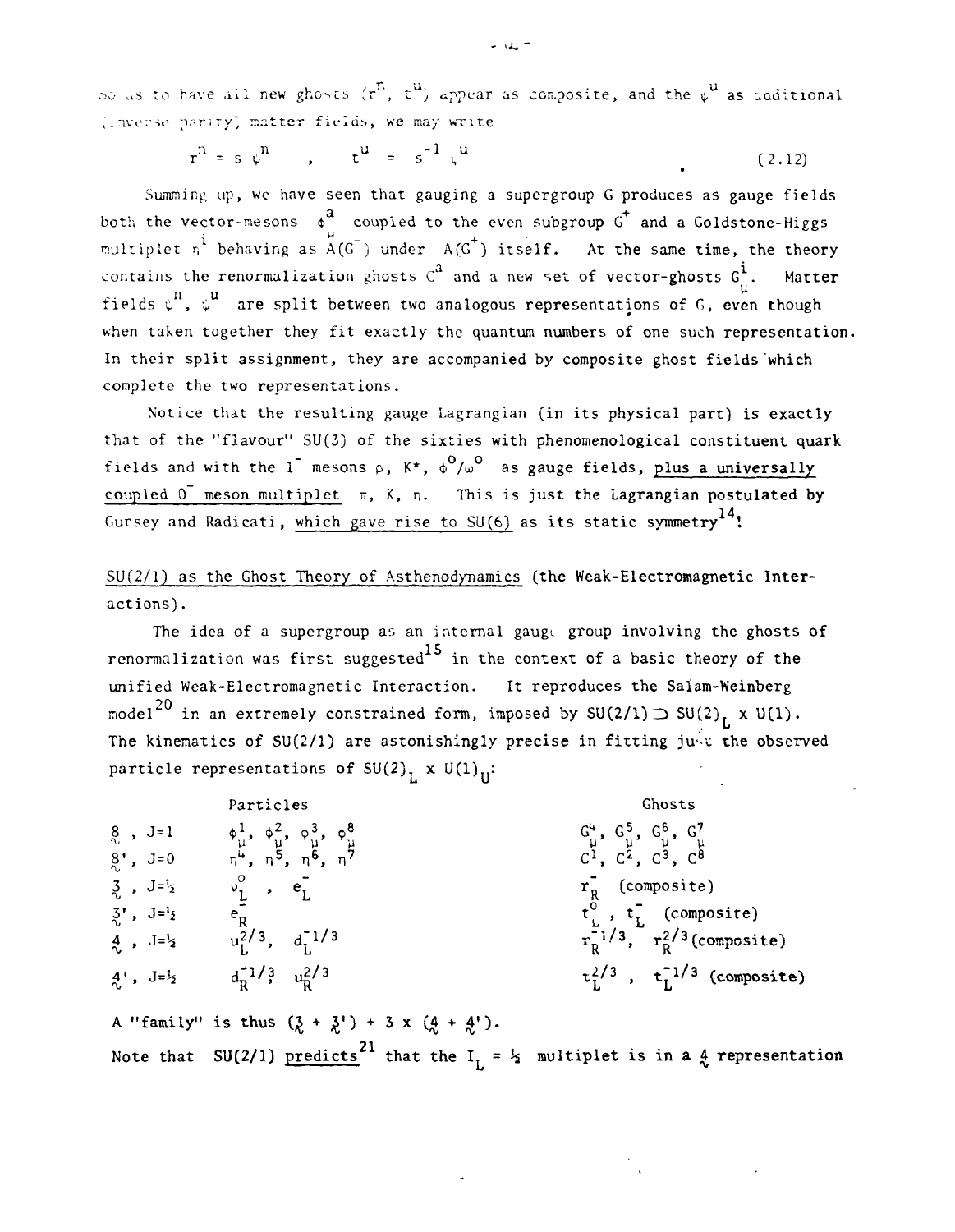so as to have all new ghosts ($r^n$, $t^u$) appear as composite, and the $\psi^u$ as additional (inverse parity) matter fields, we may write

$$r^n = s\,\psi^n \quad , \quad t^u = s^{-1}\,\psi^u \qquad (2.12)$$

Summing up, we have seen that gauging a supergroup G produces as gauge fields both the vector-mesons $\phi^a_\mu$ coupled to the even subgroup $G^+$ and a Goldstone-Higgs multiplet $\eta^i$ behaving as $A(G^-)$ under $A(G^+)$ itself. At the same time, the theory contains the renormalization ghosts $C^a$ and a new set of vector-ghosts $G^i_\mu$. Matter fields $\psi^n$, $\psi^u$ are split between two analogous representations of G, even though when taken together they fit exactly the quantum numbers of one such representation. In their split assignment, they are accompanied by composite ghost fields which complete the two representations.

Notice that the resulting gauge Lagrangian (in its physical part) is exactly that of the "flavour" SU(3) of the sixties with phenomenological constituent quark fields and with the $1^-$ mesons $\rho$, $K^*$, $\phi^o/\omega^o$ as gauge fields, plus a universally coupled $0^-$ meson multiplet $\pi$, K, $\eta$. This is just the Lagrangian postulated by Gursey and Radicati, which gave rise to SU(6) as its static symmetry[14]!

SU(2/1) as the Ghost Theory of Asthenodynamics (the Weak-Electromagnetic Interactions).

The idea of a supergroup as an internal gauge group involving the ghosts of renormalization was first suggested[15] in the context of a basic theory of the unified Weak-Electromagnetic Interaction. It reproduces the Salam-Weinberg model[20] in an extremely constrained form, imposed by $SU(2/1) \supset SU(2)_L \times U(1)$. The kinematics of SU(2/1) are astonishingly precise in fitting just the observed particle representations of $SU(2)_L \times U(1)_U$:

| | Particles | Ghosts |
|---|---|---|
| $\underset{\sim}{8}$ , J=1 | $\phi^1_\mu$, $\phi^2_\mu$, $\phi^3_\mu$, $\phi^8_\mu$ | $G^4_\mu$, $G^5_\mu$, $G^6_\mu$, $G^7_\mu$ |
| $\underset{\sim}{8}'$, J=0 | $\eta^4$, $\eta^5$, $\eta^6$, $\eta^7$ | $C^1$, $C^2$, $C^3$, $C^8$ |
| $\underset{\sim}{3}$ , J=½ | $\nu^o_L$ , $e^-_L$ | $r^-_R$ (composite) |
| $\underset{\sim}{3}'$, J=½ | $e^-_R$ | $t^o_L$ , $t^-_L$ (composite) |
| $\underset{\sim}{4}$ , J=½ | $u^{2/3}_L$, $d^{-1/3}_L$ | $r^{-1/3}_R$, $r^{2/3}_R$ (composite) |
| $\underset{\sim}{4}'$, J=½ | $d^{-1/3}_R$ $u^{2/3}_R$ | $t^{2/3}_L$ , $t^{-1/3}_L$ (composite) |

A "family" is thus $(\underset{\sim}{3} + \underset{\sim}{3}') + 3 \times (\underset{\sim}{4} + \underset{\sim}{4}')$.

Note that SU(2/1) predicts[21] that the $I_L = ½$ multiplet is in a $\underset{\sim}{4}$ representation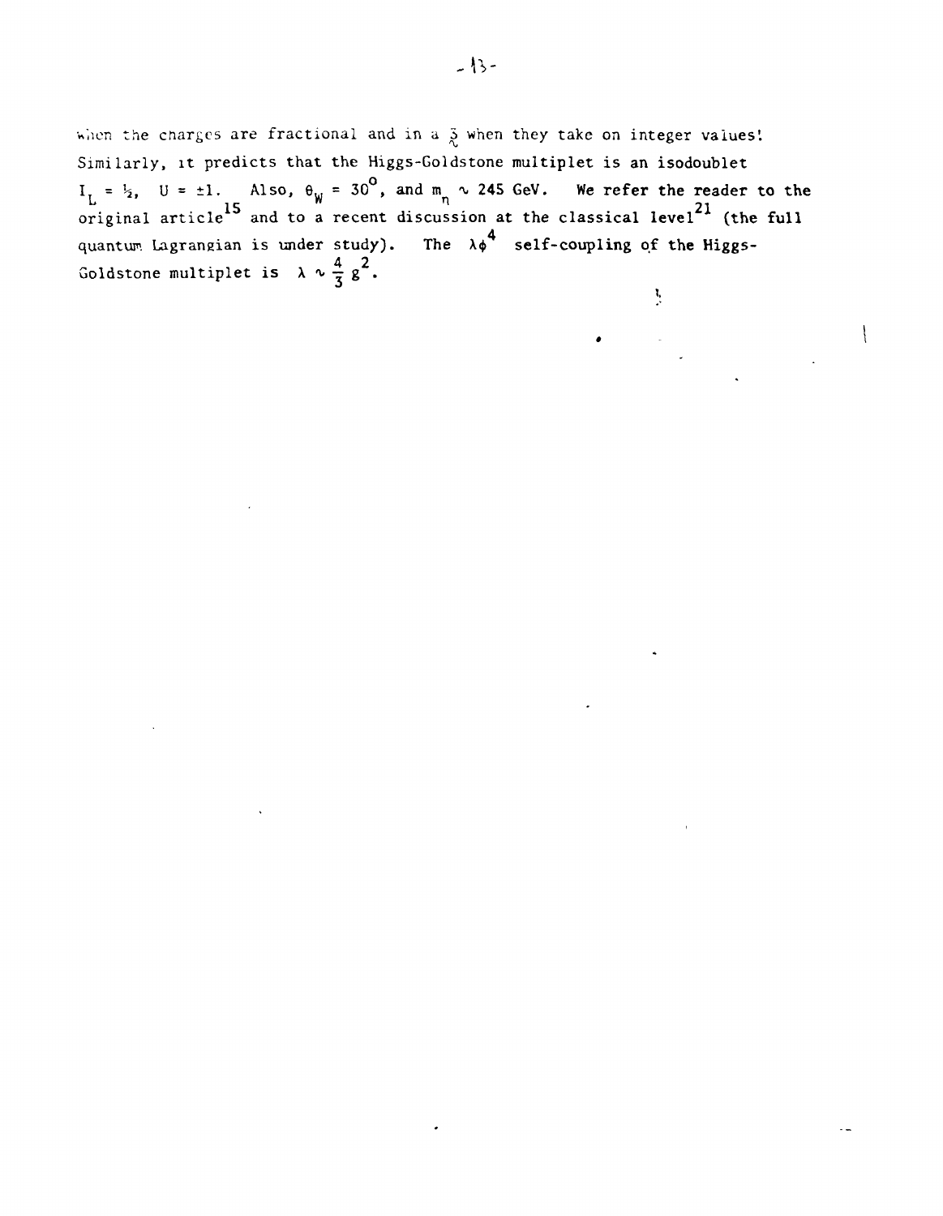when the charges are fractional and in a $\underset{\sim}{3}$ when they take on integer values! Similarly, it predicts that the Higgs-Goldstone multiplet is an isodoublet $I_L = \frac{1}{2}$, $U = \pm 1$. Also, $\theta_W = 30^\circ$, and $m_\eta \sim 245$ GeV. We refer the reader to the original article[15] and to a recent discussion at the classical level[21] (the full quantum Lagrangian is under study). The $\lambda\phi^4$ self-coupling of the Higgs-Goldstone multiplet is $\lambda \sim \frac{4}{3} g^2$.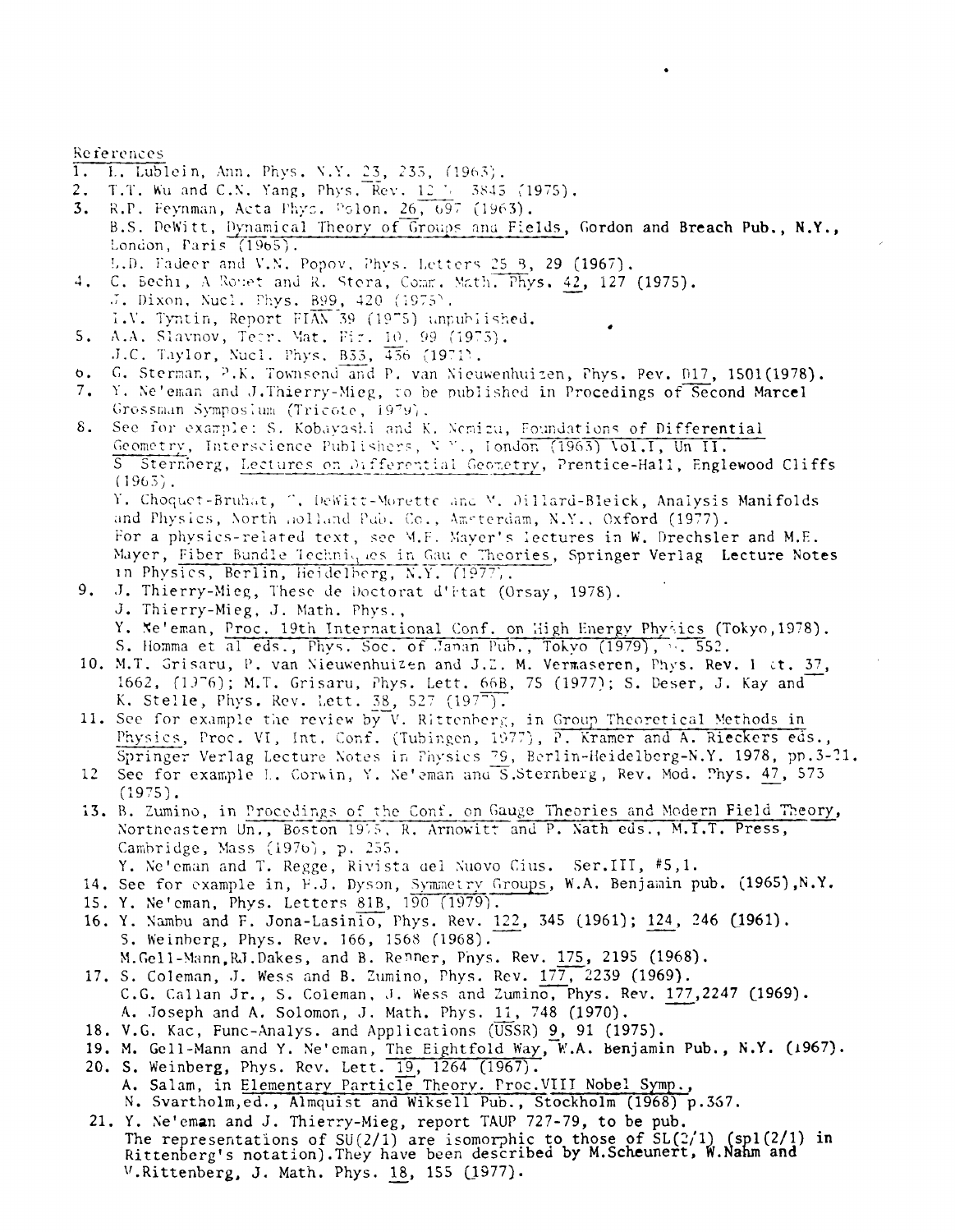References

1. L. Lublein, Ann. Phys. N.Y. 23, 235, (1963).
2. T.T. Wu and C.N. Yang, Phys. Rev. 12 D 3845 (1975).
3. R.P. Feynman, Acta Phys. Polon. 26, 697 (1963).
   B.S. DeWitt, Dynamical Theory of Groups and Fields, Gordon and Breach Pub., N.Y., London, Paris (1965).
   L.D. Fadeev and V.N. Popov, Phys. Letters 25 B, 29 (1967).
4. C. Bechi, A Rouet and R. Stora, Comm. Math. Phys. 42, 127 (1975).
   J. Dixon, Nucl. Phys. B99, 420 (1975).
   I.V. Tyutin, Report FIAN 39 (1975) unpublished.
5. A.A. Slavnov, Teor. Mat. Fiz. 10, 99 (1975).
   J.C. Taylor, Nucl. Phys. B33, 436 (1971).
6. G. Sterman, P.K. Townsend and P. van Nieuwenhuizen, Phys. Rev. D17, 1501(1978).
7. Y. Ne'eman and J.Thierry-Mieg, to be published in Procedings of Second Marcel Grossman Symposium (Tricote, 1979).
8. See for example: S. Kobayashi and K. Nomizu, Foundations of Differential Geometry, Interscience Publishers, N.Y., London (1963) Vol.I, Un II.
   S Sternberg, Lectures on Differential Geometry, Prentice-Hall, Englewood Cliffs (1963).
   Y. Choquet-Bruhat, C. DeWitt-Morette and M. Dillard-Bleick, Analysis Manifolds and Physics, North Holland Pub. Co., Amsterdam, N.Y., Oxford (1977).
   For a physics-related text, see M.F. Mayer's lectures in W. Drechsler and M.E. Mayer, Fiber Bundle Techniques in Gauge Theories, Springer Verlag Lecture Notes in Physics, Berlin, Heidelberg, N.Y. (1977).
9. J. Thierry-Mieg, These de Doctorat d'Etat (Orsay, 1978).
   J. Thierry-Mieg, J. Math. Phys.,
   Y. Ne'eman, Proc. 19th International Conf. on High Energy Physics (Tokyo,1978).
   S. Homma et al eds., Phys. Soc. of Japan Pub., Tokyo (1979), p. 552.
10. M.T. Grisaru, P. van Nieuwenhuizen and J.A.M. Vermaseren, Phys. Rev. Lett. 37, 1662, (1976); M.T. Grisaru, Phys. Lett. 66B, 75 (1977); S. Deser, J. Kay and K. Stelle, Phys. Rev. Lett. 38, 527 (1977).
11. See for example the review by V. Rittenberg, in Group Theoretical Methods in Physics, Proc. VI, Int. Conf. (Tubingen, 1977), P. Kramer and A. Rieckers eds., Springer Verlag Lecture Notes in Physics 79, Berlin-Heidelberg-N.Y. 1978, pp.3-21.
12. See for example L. Corwin, Y. Ne'eman and S.Sternberg, Rev. Mod. Phys. 47, 573 (1975).
13. B. Zumino, in Procedings of the Conf. on Gauge Theories and Modern Field Theory, Northeastern Un., Boston 1975, R. Arnowitt and P. Nath eds., M.I.T. Press, Cambridge, Mass (1976), p. 255.
    Y. Ne'eman and T. Regge, Rivista del Nuovo Cius. Ser.III, #5,1.
14. See for example in, F.J. Dyson, Symmetry Groups, W.A. Benjamin pub. (1965),N.Y.
15. Y. Ne'eman, Phys. Letters 81B, 190 (1979).
16. Y. Nambu and F. Jona-Lasinio, Phys. Rev. 122, 345 (1961); 124, 246 (1961).
    S. Weinberg, Phys. Rev. 166, 1568 (1968).
    M.Gell-Mann,R.J.Oakes, and B. Renner, Phys. Rev. 175, 2195 (1968).
17. S. Coleman, J. Wess and B. Zumino, Phys. Rev. 177, 2239 (1969).
    C.G. Callan Jr., S. Coleman, J. Wess and Zumino, Phys. Rev. 177,2247 (1969).
    A. Joseph and A. Solomon, J. Math. Phys. 11, 748 (1970).
18. V.G. Kac, Func-Analys. and Applications (USSR) 9, 91 (1975).
19. M. Gell-Mann and Y. Ne'eman, The Eightfold Way, W.A. Benjamin Pub., N.Y. (1967).
20. S. Weinberg, Phys. Rev. Lett. 19, 1264 (1967).
    A. Salam, in Elementary Particle Theory. Proc.VIII Nobel Symp., N. Svartholm,ed., Almquist and Wiksell Pub., Stockholm (1968) p.367.
21. Y. Ne'eman and J. Thierry-Mieg, report TAUP 727-79, to be pub.
    The representations of SU(2/1) are isomorphic to those of SL(2/1) (spl(2/1) in Rittenberg's notation).They have been described by M.Scheunert, W.Nahm and V.Rittenberg, J. Math. Phys. 18, 155 (1977).